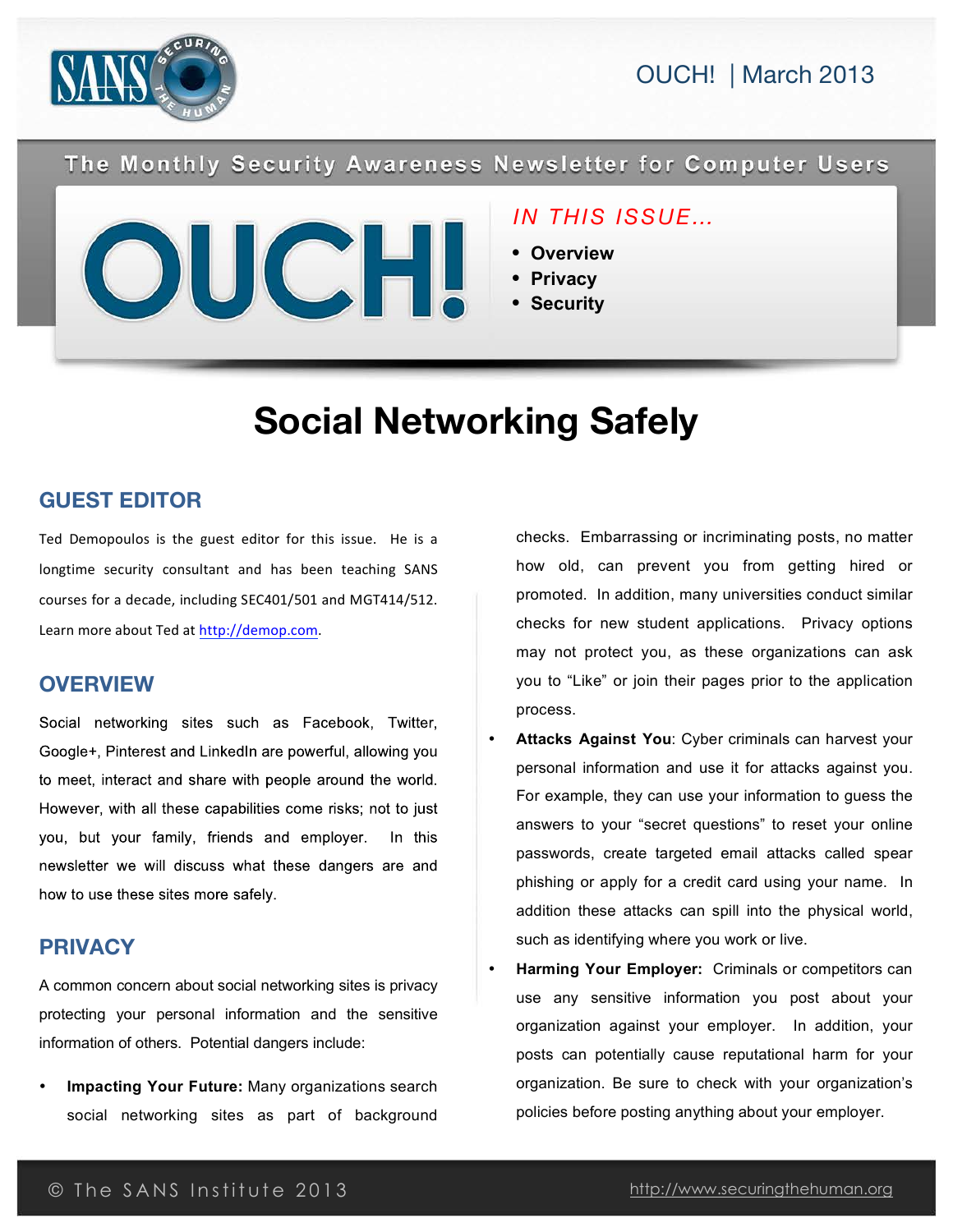The Monthly Security Awareness Newsletter for Computer Users

# OUCH!

*IN THIS ISSUE...*

- **Overview**
- **Privacy**
- **Security**

# Social Networking Safely

## GUEST EDITOR

Ted Demopoulos is the guest editor for this issue. He is a longtime security consultant and has been teaching SANS courses for a decade, including SEC401/501 and MGT414/512. Learn more about Ted at http://demop.com.

## OVERVIEW

Social networking sites such as Facebook, Twitter, Google+, Pinterest and LinkedIn are powerful, allowing you to meet, interact and share with people around the world. However, with all these capabilities come risks; not to just you, but your family, friends and employer. In this newsletter we will discuss what these dangers are and how to use these sites more safely.

## PRIVACY

A common concern about social networking sites is privacy protecting your personal information and the sensitive information of others. Potential dangers include:

- **Impacting Your Future:** Many organizations search social networking sites as part of background checks. Embarrassing or incriminating posts, no matter how old, can prevent you from getting hired or promoted. In addition, many universities conduct similar checks for new student applications. Privacy options may not protect you, as these organizations can ask you to "Like" or join their pages prior to the application process.
- **Attacks Against You**: Cyber criminals can harvest your personal information and use it for attacks against you. For example, they can use your information to guess the answers to your "secret questions" to reset your online passwords, create targeted email attacks called spear phishing or apply for a credit card using your name. In addition these attacks can spill into the physical world, such as identifying where you work or live.
- **Harming Your Employer:** Criminals or competitors can use any sensitive information you post about your organization against your employer. In addition, your posts can potentially cause reputational harm for your organization. Be sure to check with your organization's policies before posting anything about your employer.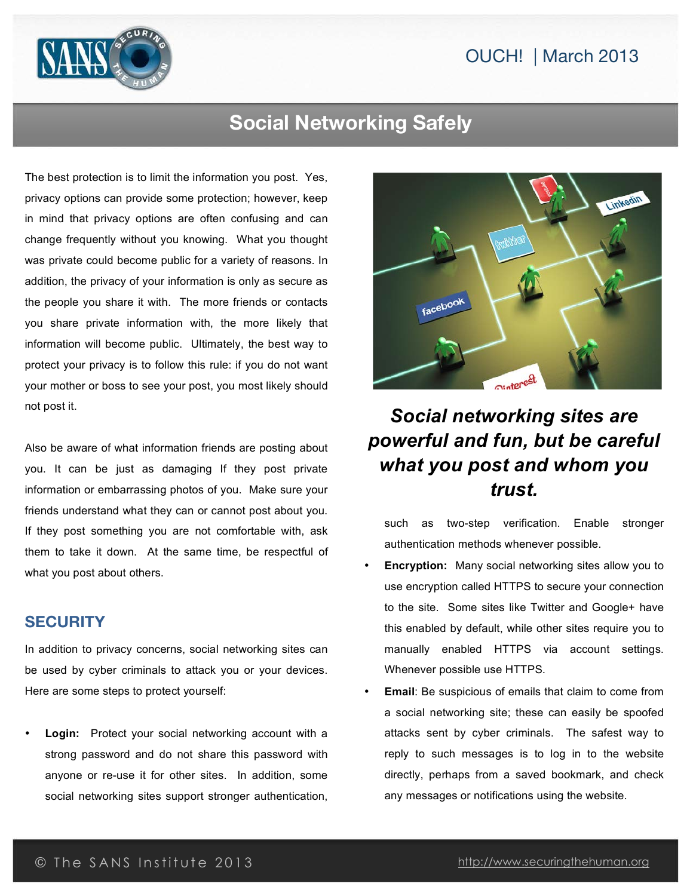The best protection is to limit the information you post. Yes, privacy options can provide some protection; however, keep in mind that privacy options are often confusing and can change frequently without you knowing. What you thought was private could become public for a variety of reasons. In addition, the privacy of your information is only as secure as the people you share it with. The more friends or contacts you share private information with, the more likely that information will become public. Ultimately, the best way to protect your privacy is to follow this rule: if you do not want your mother or boss to see your post, you most likely should not post it.

Also be aware of what information friends are posting about you. It can be just as damaging If they post private information or embarrassing photos of you. Make sure your friends understand what they can or cannot post about you. If they post something you are not comfortable with, ask them to take it down. At the same time, be respectful of what you post about others.

## SECURITY

In addition to privacy concerns, social networking sites can be used by cyber criminals to attack you or your devices. Here are some steps to protect yourself:

- **Login:** Protect your social networking account with a strong password and do not share this password with anyone or re-use it for other sites. In addition, some social networking sites support stronger authentication, such as two-step verification. Enable stronger authentication methods whenever possible.
- **Encryption:** Many social networking sites allow you to use encryption called HTTPS to secure your connection to the site. Some sites like Twitter and Google+ have this enabled by default, while other sites require you to manually enabled HTTPS via account settings. Whenever possible use HTTPS.
- **Email**: Be suspicious of emails that claim to come from a social networking site; these can easily be spoofed attacks sent by cyber criminals. The safest way to reply to such messages is to log in to the website directly, perhaps from a saved bookmark, and check any messages or notifications using the website.

***Social networking sites are powerful and fun, but be careful what you post and whom you trust.***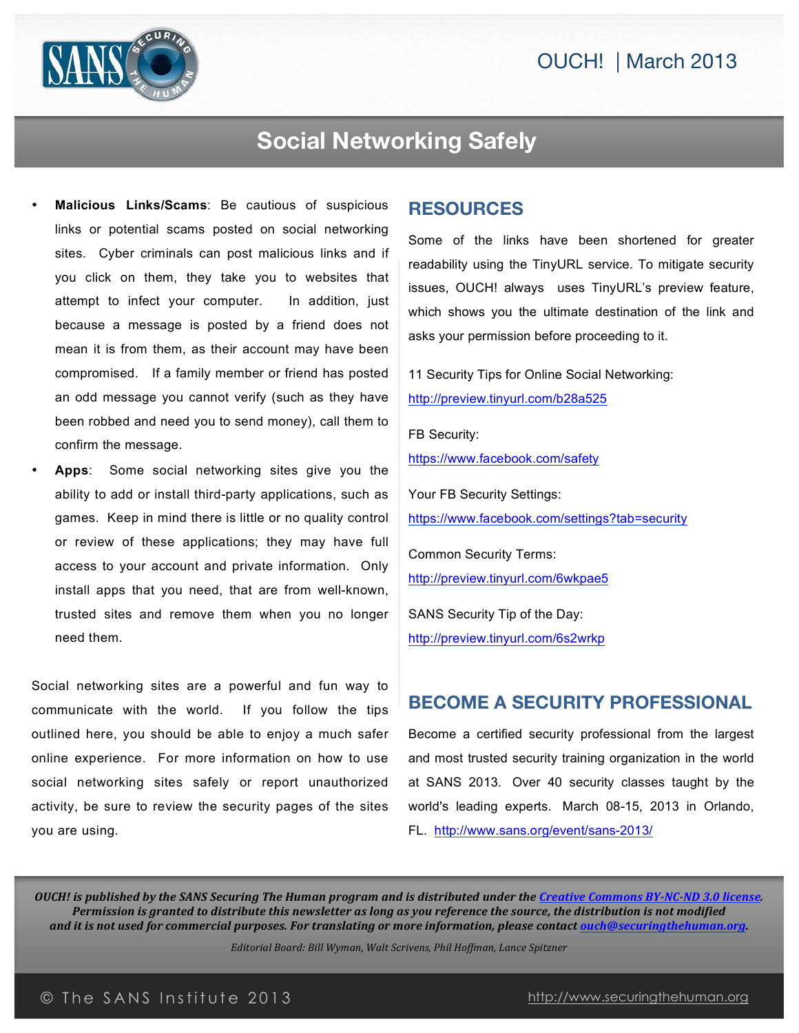## Social Networking Safely

- **Malicious Links/Scams**: Be cautious of suspicious links or potential scams posted on social networking sites. Cyber criminals can post malicious links and if you click on them, they take you to websites that attempt to infect your computer. In addition, just because a message is posted by a friend does not mean it is from them, as their account may have been compromised. If a family member or friend has posted an odd message you cannot verify (such as they have been robbed and need you to send money), call them to confirm the message.
- **Apps**: Some social networking sites give you the ability to add or install third-party applications, such as games. Keep in mind there is little or no quality control or review of these applications; they may have full access to your account and private information. Only install apps that you need, that are from well-known, trusted sites and remove them when you no longer need them.

Social networking sites are a powerful and fun way to communicate with the world. If you follow the tips outlined here, you should be able to enjoy a much safer online experience. For more information on how to use social networking sites safely or report unauthorized activity, be sure to review the security pages of the sites you are using.

## RESOURCES

Some of the links have been shortened for greater readability using the TinyURL service. To mitigate security issues, OUCH! always uses TinyURL's preview feature, which shows you the ultimate destination of the link and asks your permission before proceeding to it.

11 Security Tips for Online Social Networking:
http://preview.tinyurl.com/b28a525

FB Security:
https://www.facebook.com/safety

Your FB Security Settings:
https://www.facebook.com/settings?tab=security

Common Security Terms:
http://preview.tinyurl.com/6wkpae5

SANS Security Tip of the Day:
http://preview.tinyurl.com/6s2wrkp

## BECOME A SECURITY PROFESSIONAL

Become a certified security professional from the largest and most trusted security training organization in the world at SANS 2013. Over 40 security classes taught by the world's leading experts. March 08-15, 2013 in Orlando, FL. http://www.sans.org/event/sans-2013/

***OUCH! is published by the SANS Securing The Human program and is distributed under the Creative Commons BY-NC-ND 3.0 license. Permission is granted to distribute this newsletter as long as you reference the source, the distribution is not modified and it is not used for commercial purposes. For translating or more information, please contact ouch@securingthehuman.org.***

*Editorial Board: Bill Wyman, Walt Scrivens, Phil Hoffman, Lance Spitzner*

© The SANS Institute 2013 http://www.securingthehuman.org